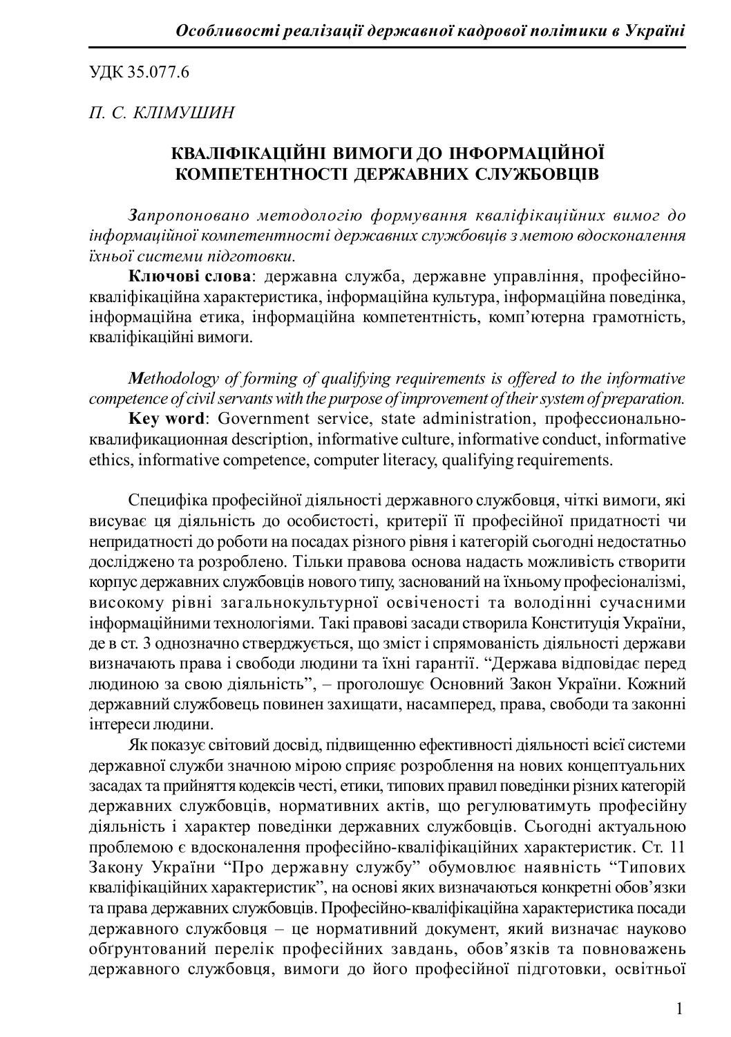УДК 35.077.6

*П. С. КЛІМУШИН*

# КВАЛІФІКАЦІЙНІ ВИМОГИ ДО ІНФОРМАЦІЙНОЇ КОМПЕТЕНТНОСТІ ДЕРЖАВНИХ СЛУЖБОВЦІВ

*Запропоновано методологію формування кваліфікаційних вимог до інформаційної компетентності державних службовців з метою вдосконалення їхньої системи підготовки.*

**Ключові слова**: державна служба, державне управління, професійно-кваліфікаційна характеристика, інформаційна культура, інформаційна поведінка, інформаційна етика, інформаційна компетентність, комп’ютерна грамотність, кваліфікаційні вимоги.

*Methodology of forming of qualifying requirements is offered to the informative competence of civil servants with the purpose of improvement of their system of preparation.*

**Key word**: Government service, state administration, профессионально-квалификационная description, informative culture, informative conduct, informative ethics, informative competence, computer literacy, qualifying requirements.

Специфіка професійної діяльності державного службовця, чіткі вимоги, які висуває ця діяльність до особистості, критерії її професійної придатності чи непридатності до роботи на посадах різного рівня і категорій сьогодні недостатньо досліджено та розроблено. Тільки правова основа надасть можливість створити корпус державних службовців нового типу, заснований на їхньому професіоналізмі, високому рівні загальнокультурної освіченості та володінні сучасними інформаційними технологіями. Такі правові засади створила Конституція України, де в ст. 3 однозначно стверджується, що зміст і спрямованість діяльності держави визначають права і свободи людини та їхні гарантії. “Держава відповідає перед людиною за свою діяльність”, – проголошує Основний Закон України. Кожний державний службовець повинен захищати, насамперед, права, свободи та законні інтереси людини.

Як показує світовий досвід, підвищенню ефективності діяльності всієї системи державної служби значною мірою сприяє розроблення на нових концептуальних засадах та прийняття кодексів честі, етики, типових правил поведінки різних категорій державних службовців, нормативних актів, що регулюватимуть професійну діяльність і характер поведінки державних службовців. Сьогодні актуальною проблемою є вдосконалення професійно-кваліфікаційних характеристик. Ст. 11 Закону України “Про державну службу” обумовлює наявність “Типових кваліфікаційних характеристик”, на основі яких визначаються конкретні обов’язки та права державних службовців. Професійно-кваліфікаційна характеристика посади державного службовця – це нормативний документ, який визначає науково обґрунтований перелік професійних завдань, обов’язків та повноважень державного службовця, вимоги до його професійної підготовки, освітньої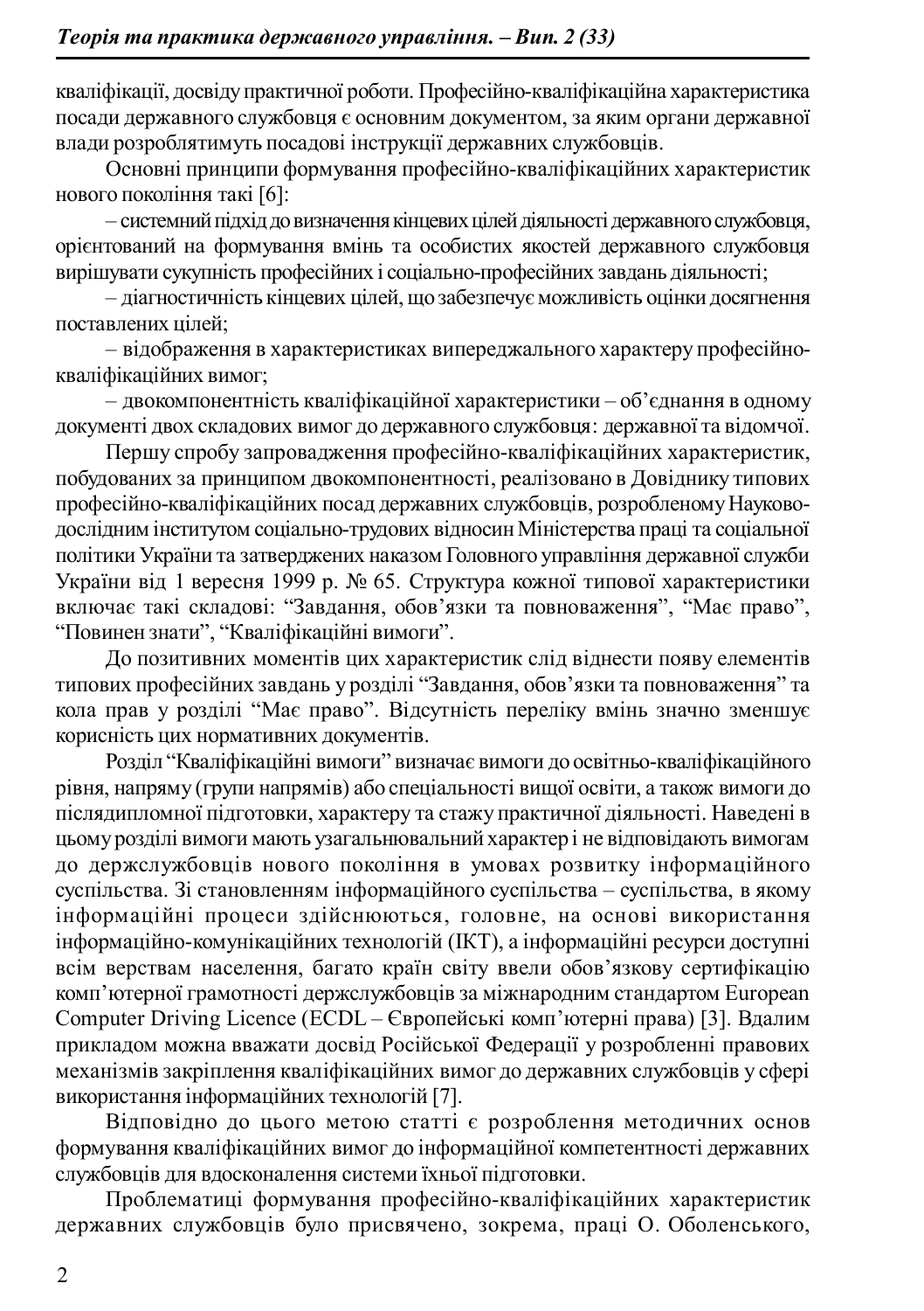кваліфікації, досвіду практичної роботи. Професійно-кваліфікаційна характеристика посади державного службовця є основним документом, за яким органи державної влади розроблятимуть посадові інструкції державних службовців.

Основні принципи формування професійно-кваліфікаційних характеристик нового покоління такі [6]:

– системний підхід до визначення кінцевих цілей діяльності державного службовця, орієнтований на формування вмінь та особистих якостей державного службовця вирішувати сукупність професійних і соціально-професійних завдань діяльності;

– діагностичність кінцевих цілей, що забезпечує можливість оцінки досягнення поставлених цілей;

– відображення в характеристиках випереджального характеру професійно-кваліфікаційних вимог;

– двокомпонентність кваліфікаційної характеристики – об'єднання в одному документі двох складових вимог до державного службовця: державної та відомчої.

Першу спробу запровадження професійно-кваліфікаційних характеристик, побудованих за принципом двокомпонентності, реалізовано в Довіднику типових професійно-кваліфікаційних посад державних службовців, розробленому Науково-дослідним інститутом соціально-трудових відносин Міністерства праці та соціальної політики України та затверджених наказом Головного управління державної служби України від 1 вересня 1999 р. № 65. Структура кожної типової характеристики включає такі складові: "Завдання, обов'язки та повноваження", "Має право", "Повинен знати", "Кваліфікаційні вимоги".

До позитивних моментів цих характеристик слід віднести появу елементів типових професійних завдань у розділі "Завдання, обов'язки та повноваження" та кола прав у розділі "Має право". Відсутність переліку вмінь значно зменшує корисність цих нормативних документів.

Розділ "Кваліфікаційні вимоги" визначає вимоги до освітньо-кваліфікаційного рівня, напряму (групи напрямів) або спеціальності вищої освіти, а також вимоги до післядипломної підготовки, характеру та стажу практичної діяльності. Наведені в цьому розділі вимоги мають узагальнювальний характер і не відповідають вимогам до держслужбовців нового покоління в умовах розвитку інформаційного суспільства. Зі становленням інформаційного суспільства – суспільства, в якому інформаційні процеси здійснюються, головне, на основі використання інформаційно-комунікаційних технологій (ІКТ), а інформаційні ресурси доступні всім верствам населення, багато країн світу ввели обов'язкову сертифікацію комп'ютерної грамотності держслужбовців за міжнародним стандартом European Computer Driving Licence (ECDL – Європейські комп'ютерні права) [3]. Вдалим прикладом можна вважати досвід Російської Федерації у розробленні правових механізмів закріплення кваліфікаційних вимог до державних службовців у сфері використання інформаційних технологій [7].

Відповідно до цього метою статті є розроблення методичних основ формування кваліфікаційних вимог до інформаційної компетентності державних службовців для вдосконалення системи їхньої підготовки.

Проблематиці формування професійно-кваліфікаційних характеристик державних службовців було присвячено, зокрема, праці О. Оболенського,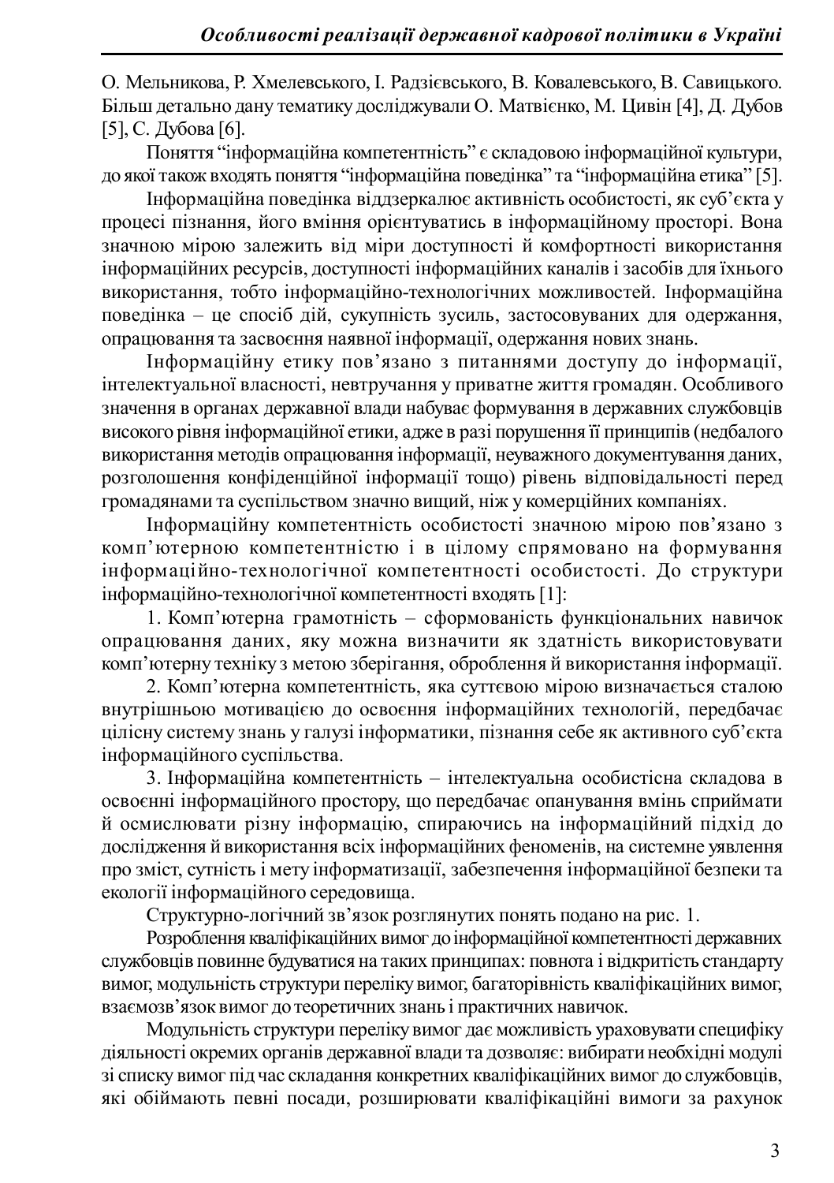О. Мельникова, Р. Хмелевського, І. Радзієвського, В. Ковалевського, В. Савицького. Більш детально дану тематику досліджували О. Матвієнко, М. Цивін [4], Д. Дубов [5], С. Дубова [6].

Поняття “інформаційна компетентність” є складовою інформаційної культури, до якої також входять поняття “інформаційна поведінка” та “інформаційна етика” [5].

Інформаційна поведінка віддзеркалює активність особистості, як суб’єкта у процесі пізнання, його вміння орієнтуватись в інформаційному просторі. Вона значною мірою залежить від міри доступності й комфортності використання інформаційних ресурсів, доступності інформаційних каналів і засобів для їхнього використання, тобто інформаційно-технологічних можливостей. Інформаційна поведінка – це спосіб дій, сукупність зусиль, застосовуваних для одержання, опрацювання та засвоєння наявної інформації, одержання нових знань.

Інформаційну етику пов’язано з питаннями доступу до інформації, інтелектуальної власності, невтручання у приватне життя громадян. Особливого значення в органах державної влади набуває формування в державних службовців високого рівня інформаційної етики, адже в разі порушення її принципів (недбалого використання методів опрацювання інформації, неуважного документування даних, розголошення конфіденційної інформації тощо) рівень відповідальності перед громадянами та суспільством значно вищий, ніж у комерційних компаніях.

Інформаційну компетентність особистості значною мірою пов’язано з комп’ютерною компетентністю і в цілому спрямовано на формування інформаційно-технологічної компетентності особистості. До структури інформаційно-технологічної компетентності входять [1]:

1. Комп’ютерна грамотність – сформованість функціональних навичок опрацювання даних, яку можна визначити як здатність використовувати комп’ютерну техніку з метою зберігання, оброблення й використання інформації.

2. Комп’ютерна компетентність, яка суттєвою мірою визначається сталою внутрішньою мотивацією до освоєння інформаційних технологій, передбачає цілісну систему знань у галузі інформатики, пізнання себе як активного суб’єкта інформаційного суспільства.

3. Інформаційна компетентність – інтелектуальна особистісна складова в освоєнні інформаційного простору, що передбачає опанування вмінь сприймати й осмислювати різну інформацію, спираючись на інформаційний підхід до дослідження й використання всіх інформаційних феноменів, на системне уявлення про зміст, сутність і мету інформатизації, забезпечення інформаційної безпеки та екології інформаційного середовища.

Структурно-логічний зв’язок розглянутих понять подано на рис. 1.

Розроблення кваліфікаційних вимог до інформаційної компетентності державних службовців повинне будуватися на таких принципах: повнота і відкритість стандарту вимог, модульність структури переліку вимог, багаторівність кваліфікаційних вимог, взаємозв’язок вимог до теоретичних знань і практичних навичок.

Модульність структури переліку вимог дає можливість ураховувати специфіку діяльності окремих органів державної влади та дозволяє: вибирати необхідні модулі зі списку вимог під час складання конкретних кваліфікаційних вимог до службовців, які обіймають певні посади, розширювати кваліфікаційні вимоги за рахунок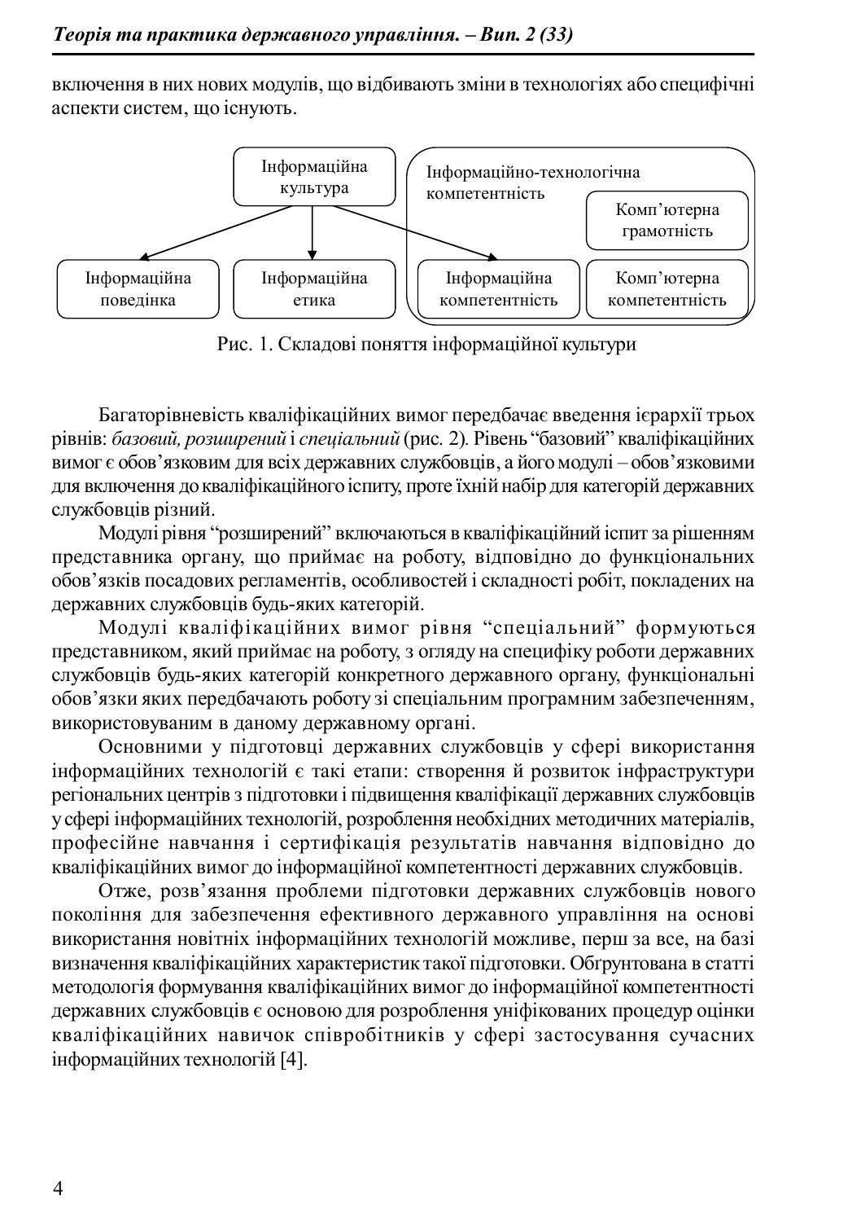включення в них нових модулів, що відбивають зміни в технологіях або специфічні аспекти систем, що існують.

Інформаційна культура

Інформаційно-технологічна компетентність

Комп’ютерна грамотність

Інформаційна поведінка | Інформаційна етика | Інформаційна компетентність | Комп’ютерна компетентність

Рис. 1. Складові поняття інформаційної культури

Багаторівневість кваліфікаційних вимог передбачає введення ієрархії трьох рівнів: *базовий, розширений* і *спеціальний* (рис. 2). Рівень “базовий” кваліфікаційних вимог є обов’язковим для всіх державних службовців, а його модулі – обов’язковими для включення до кваліфікаційного іспиту, проте їхній набір для категорій державних службовців різний.

Модулі рівня “розширений” включаються в кваліфікаційний іспит за рішенням представника органу, що приймає на роботу, відповідно до функціональних обов’язків посадових регламентів, особливостей і складності робіт, покладених на державних службовців будь-яких категорій.

Модулі кваліфікаційних вимог рівня “спеціальний” формуються представником, який приймає на роботу, з огляду на специфіку роботи державних службовців будь-яких категорій конкретного державного органу, функціональні обов’язки яких передбачають роботу зі спеціальним програмним забезпеченням, використовуваним в даному державному органі.

Основними у підготовці державних службовців у сфері використання інформаційних технологій є такі етапи: створення й розвиток інфраструктури регіональних центрів з підготовки і підвищення кваліфікації державних службовців у сфері інформаційних технологій, розроблення необхідних методичних матеріалів, професійне навчання і сертифікація результатів навчання відповідно до кваліфікаційних вимог до інформаційної компетентності державних службовців.

Отже, розв’язання проблеми підготовки державних службовців нового покоління для забезпечення ефективного державного управління на основі використання новітніх інформаційних технологій можливе, перш за все, на базі визначення кваліфікаційних характеристик такої підготовки. Обґрунтована в статті методологія формування кваліфікаційних вимог до інформаційної компетентності державних службовців є основою для розроблення уніфікованих процедур оцінки кваліфікаційних навичок співробітників у сфері застосування сучасних інформаційних технологій [4].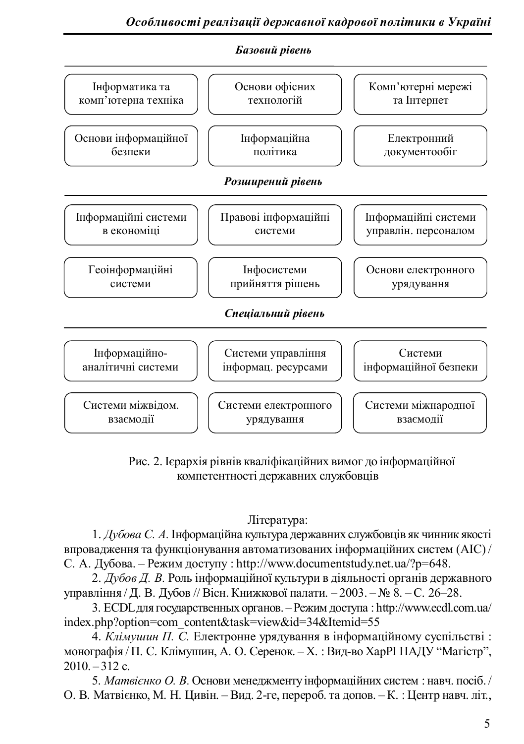***Базовий рівень***

| | | |
|---|---|---|
| Інформатика та комп’ютерна техніка | Основи офісних технологій | Комп’ютерні мережі та Інтернет |
| Основи інформаційної безпеки | Інформаційна політика | Електронний документообіг |

***Розширений рівень***

| | | |
|---|---|---|
| Інформаційні системи в економіці | Правові інформаційні системи | Інформаційні системи управлін. персоналом |
| Геоінформаційні системи | Інфосистеми прийняття рішень | Основи електронного урядування |

***Спеціальний рівень***

| | | |
|---|---|---|
| Інформаційно-аналітичні системи | Системи управління інформац. ресурсами | Системи інформаційної безпеки |
| Системи міжвідом. взаємодії | Системи електронного урядування | Системи міжнародної взаємодії |

Рис. 2. Ієрархія рівнів кваліфікаційних вимог до інформаційної компетентності державних службовців

Література:

1. *Дубова С. А.* Інформаційна культура державних службовців як чинник якості впровадження та функціонування автоматизованих інформаційних систем (АІС) / С. А. Дубова. – Режим доступу : http://www.documentstudy.net.ua/?p=648.
2. *Дубов Д. В.* Роль інформаційної культури в діяльності органів державного управління / Д. В. Дубов // Вісн. Книжкової палати. – 2003. – № 8. – С. 26–28.
3. ECDL для государственных органов. – Режим доступа : http://www.ecdl.com.ua/index.php?option=com_content&task=view&id=34&Itemid=55
4. *Клімушин П. С.* Електронне урядування в інформаційному суспільстві : монографія / П. С. Клімушин, А. О. Серенок. – Х. : Вид-во ХарРІ НАДУ “Магістр”, 2010. – 312 с.
5. *Матвієнко О. В.* Основи менеджменту інформаційних систем : навч. посіб. / О. В. Матвієнко, М. Н. Цивін. – Вид. 2-ге, перероб. та допов. – К. : Центр навч. літ.,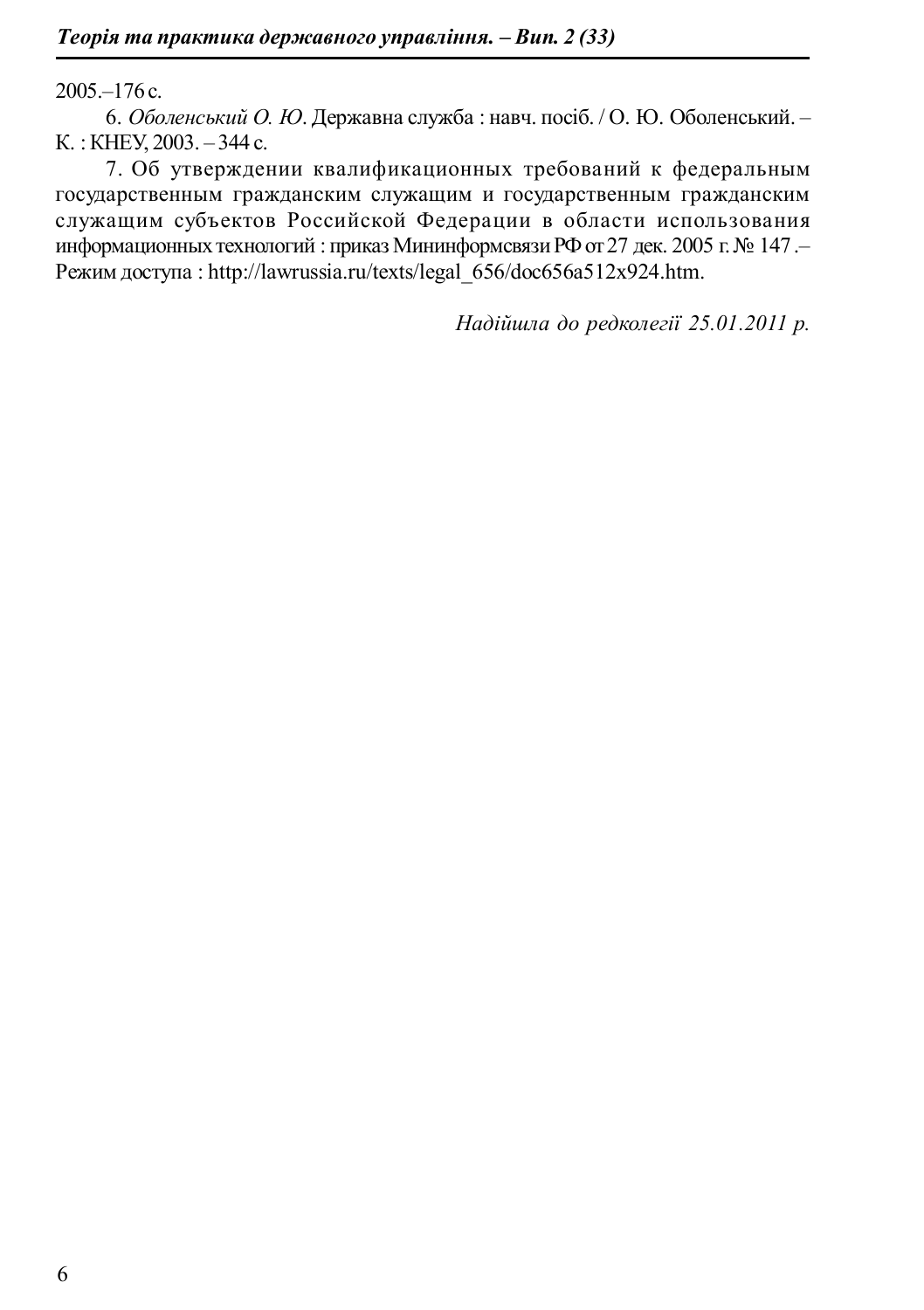2005.–176 с.

6. *Оболенський О. Ю*. Державна служба : навч. посіб. / О. Ю. Оболенський. – К. : КНЕУ, 2003. – 344 с.

7. Об утверждении квалификационных требований к федеральным государственным гражданским служащим и государственным гражданским служащим субъектов Российской Федерации в области использования информационных технологий : приказ Мининформсвязи РФ от 27 дек. 2005 г. № 147 .– Режим доступа : http://lawrussia.ru/texts/legal_656/doc656a512x924.htm.

*Надійшла до редколегії 25.01.2011 р.*